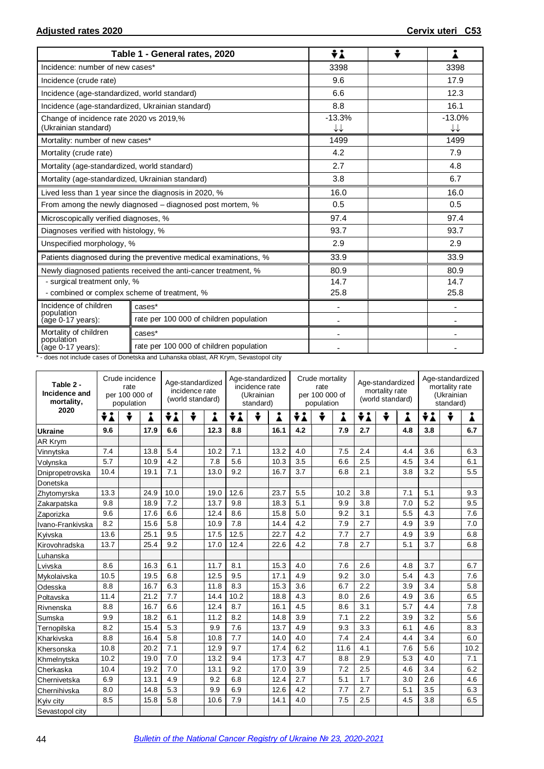## Adjusted rates 2020 — Cervix uteri C53

| Table 1 - General rates, 2020 | | Both sexes | Male | Female |
|---|---|---|---|---|
| Incidence: number of new cases* | | 3398 | | 3398 |
| Incidence (crude rate) | | 9.6 | | 17.9 |
| Incidence (age-standardized, world standard) | | 6.6 | | 12.3 |
| Incidence (age-standardized, Ukrainian standard) | | 8.8 | | 16.1 |
| Change of incidence rate 2020 vs 2019,% (Ukrainian standard) | | -13.3% ↓↓ | | -13.0% ↓↓ |
| Mortality: number of new cases* | | 1499 | | 1499 |
| Mortality (crude rate) | | 4.2 | | 7.9 |
| Mortality (age-standardized, world standard) | | 2.7 | | 4.8 |
| Mortality (age-standardized, Ukrainian standard) | | 3.8 | | 6.7 |
| Lived less than 1 year since the diagnosis in 2020, % | | 16.0 | | 16.0 |
| From among the newly diagnosed – diagnosed post mortem, % | | 0.5 | | 0.5 |
| Microscopically verified diagnoses, % | | 97.4 | | 97.4 |
| Diagnoses verified with histology, % | | 93.7 | | 93.7 |
| Unspecified morphology, % | | 2.9 | | 2.9 |
| Patients diagnosed during the preventive medical examinations, % | | 33.9 | | 33.9 |
| Newly diagnosed patients received the anti-cancer treatment, % | | 80.9 | | 80.9 |
| - surgical treatment only, % | | 14.7 | | 14.7 |
| - combined or complex scheme of treatment, % | | 25.8 | | 25.8 |
| Incidence of children population (age 0-17 years): | cases* | - | | - |
| | rate per 100 000 of children population | - | | - |
| Mortality of children population (age 0-17 years): | cases* | - | | - |
| | rate per 100 000 of children population | - | | - |

\* - does not include cases of Donetska and Luhanska oblast, AR Krym, Sevastopol city

| Table 2 - Incidence and mortality, 2020 | Crude incidence rate per 100 000 of population | | | Age-standardized incidence rate (world standard) | | | Age-standardized incidence rate (Ukrainian standard) | | | Crude mortality rate per 100 000 of population | | | Age-standardized mortality rate (world standard) | | | Age-standardized mortality rate (Ukrainian standard) | | |
|---|---|---|---|---|---|---|---|---|---|---|---|---|---|---|---|---|---|---|
| | Both | Male | Female | Both | Male | Female | Both | Male | Female | Both | Male | Female | Both | Male | Female | Both | Male | Female |
| **Ukraine** | **9.6** | | **17.9** | **6.6** | | **12.3** | **8.8** | | **16.1** | **4.2** | | **7.9** | **2.7** | | **4.8** | **3.8** | | **6.7** |
| AR Krym | | | | | | | | | | | | | | | | | | |
| Vinnytska | 7.4 | | 13.8 | 5.4 | | 10.2 | 7.1 | | 13.2 | 4.0 | | 7.5 | 2.4 | | 4.4 | 3.6 | | 6.3 |
| Volynska | 5.7 | | 10.9 | 4.2 | | 7.8 | 5.6 | | 10.3 | 3.5 | | 6.6 | 2.5 | | 4.5 | 3.4 | | 6.1 |
| Dnipropetrovska | 10.4 | | 19.1 | 7.1 | | 13.0 | 9.2 | | 16.7 | 3.7 | | 6.8 | 2.1 | | 3.8 | 3.2 | | 5.5 |
| Donetska | | | | | | | | | | | | | | | | | | |
| Zhytomyrska | 13.3 | | 24.9 | 10.0 | | 19.0 | 12.6 | | 23.7 | 5.5 | | 10.2 | 3.8 | | 7.1 | 5.1 | | 9.3 |
| Zakarpatska | 9.8 | | 18.9 | 7.2 | | 13.7 | 9.8 | | 18.3 | 5.1 | | 9.9 | 3.8 | | 7.0 | 5.2 | | 9.5 |
| Zaporizka | 9.6 | | 17.6 | 6.6 | | 12.4 | 8.6 | | 15.8 | 5.0 | | 9.2 | 3.1 | | 5.5 | 4.3 | | 7.6 |
| Ivano-Frankivska | 8.2 | | 15.6 | 5.8 | | 10.9 | 7.8 | | 14.4 | 4.2 | | 7.9 | 2.7 | | 4.9 | 3.9 | | 7.0 |
| Kyivska | 13.6 | | 25.1 | 9.5 | | 17.5 | 12.5 | | 22.7 | 4.2 | | 7.7 | 2.7 | | 4.9 | 3.9 | | 6.8 |
| Kirovohradska | 13.7 | | 25.4 | 9.2 | | 17.0 | 12.4 | | 22.6 | 4.2 | | 7.8 | 2.7 | | 5.1 | 3.7 | | 6.8 |
| Luhanska | | | | | | | | | | | | | | | | | | |
| Lvivska | 8.6 | | 16.3 | 6.1 | | 11.7 | 8.1 | | 15.3 | 4.0 | | 7.6 | 2.6 | | 4.8 | 3.7 | | 6.7 |
| Mykolaivska | 10.5 | | 19.5 | 6.8 | | 12.5 | 9.5 | | 17.1 | 4.9 | | 9.2 | 3.0 | | 5.4 | 4.3 | | 7.6 |
| Odesska | 8.8 | | 16.7 | 6.3 | | 11.8 | 8.3 | | 15.3 | 3.6 | | 6.7 | 2.2 | | 3.9 | 3.4 | | 5.8 |
| Poltavska | 11.4 | | 21.2 | 7.7 | | 14.4 | 10.2 | | 18.8 | 4.3 | | 8.0 | 2.6 | | 4.9 | 3.6 | | 6.5 |
| Rivnenska | 8.8 | | 16.7 | 6.6 | | 12.4 | 8.7 | | 16.1 | 4.5 | | 8.6 | 3.1 | | 5.7 | 4.4 | | 7.8 |
| Sumska | 9.9 | | 18.2 | 6.1 | | 11.2 | 8.2 | | 14.8 | 3.9 | | 7.1 | 2.2 | | 3.9 | 3.2 | | 5.6 |
| Ternopilska | 8.2 | | 15.4 | 5.3 | | 9.9 | 7.6 | | 13.7 | 4.9 | | 9.3 | 3.3 | | 6.1 | 4.6 | | 8.3 |
| Kharkivska | 8.8 | | 16.4 | 5.8 | | 10.8 | 7.7 | | 14.0 | 4.0 | | 7.4 | 2.4 | | 4.4 | 3.4 | | 6.0 |
| Khersonska | 10.8 | | 20.2 | 7.1 | | 12.9 | 9.7 | | 17.4 | 6.2 | | 11.6 | 4.1 | | 7.6 | 5.6 | | 10.2 |
| Khmelnytska | 10.2 | | 19.0 | 7.0 | | 13.2 | 9.4 | | 17.3 | 4.7 | | 8.8 | 2.9 | | 5.3 | 4.0 | | 7.1 |
| Cherkaska | 10.4 | | 19.2 | 7.0 | | 13.1 | 9.2 | | 17.0 | 3.9 | | 7.2 | 2.5 | | 4.6 | 3.4 | | 6.2 |
| Chernivetska | 6.9 | | 13.1 | 4.9 | | 9.2 | 6.8 | | 12.4 | 2.7 | | 5.1 | 1.7 | | 3.0 | 2.6 | | 4.6 |
| Chernihivska | 8.0 | | 14.8 | 5.3 | | 9.9 | 6.9 | | 12.6 | 4.2 | | 7.7 | 2.7 | | 5.1 | 3.5 | | 6.3 |
| Kyiv city | 8.5 | | 15.8 | 5.8 | | 10.6 | 7.9 | | 14.1 | 4.0 | | 7.5 | 2.5 | | 4.5 | 3.8 | | 6.5 |
| Sevastopol city | | | | | | | | | | | | | | | | | | |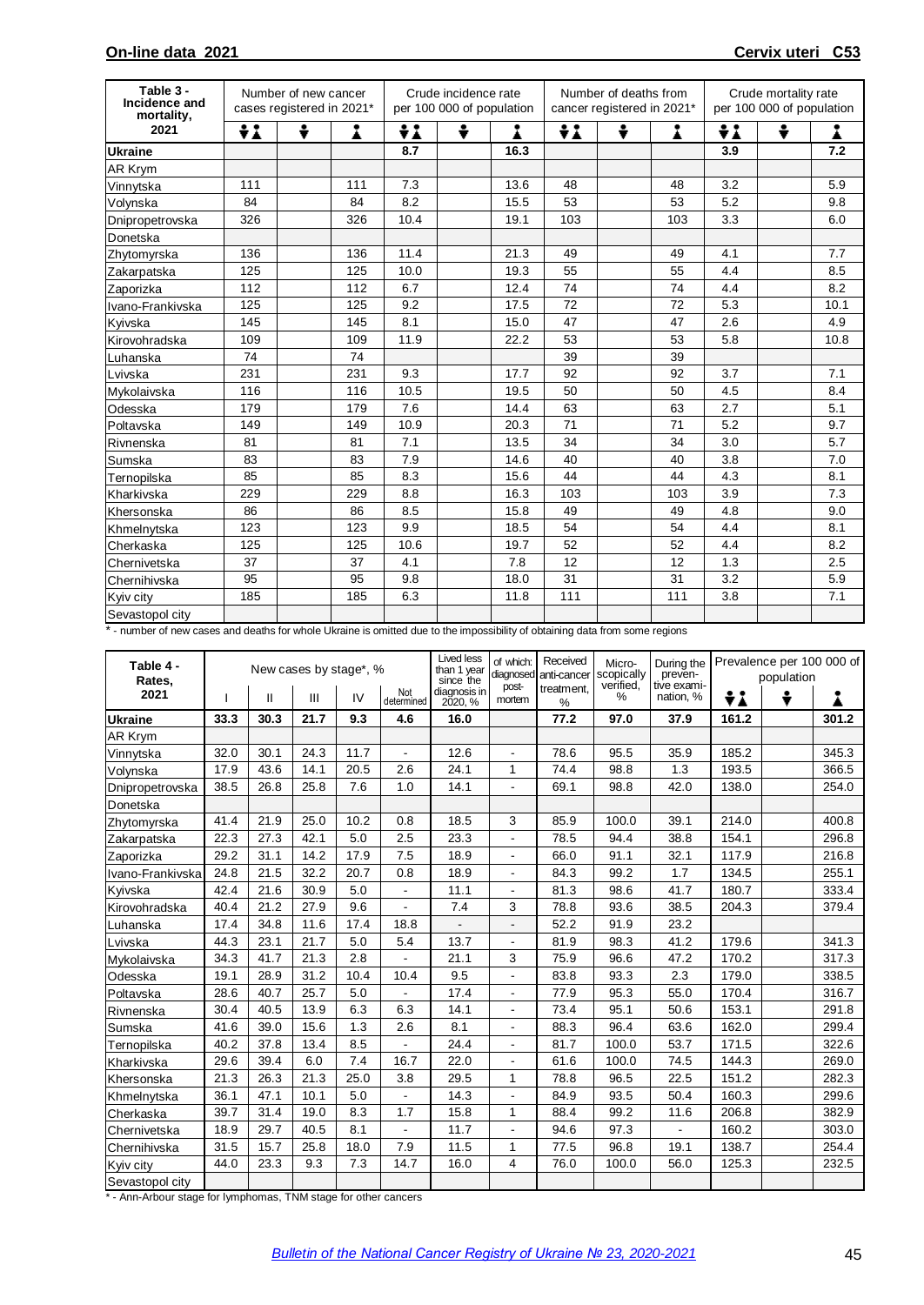**On-line data 2021** **Cervix uteri C53**

| Table 3 - Incidence and mortality, 2021 | Number of new cancer cases registered in 2021* | | | Crude incidence rate per 100 000 of population | | | Number of deaths from cancer registered in 2021* | | | Crude mortality rate per 100 000 of population | | |
|---|---|---|---|---|---|---|---|---|---|---|---|---|
| | ♂♀ | ♂ | ♀ | ♂♀ | ♂ | ♀ | ♂♀ | ♂ | ♀ | ♂♀ | ♂ | ♀ |
| **Ukraine** | | | | **8.7** | | **16.3** | | | | **3.9** | | **7.2** |
| AR Krym | | | | | | | | | | | | |
| Vinnytska | 111 | | 111 | 7.3 | | 13.6 | 48 | | 48 | 3.2 | | 5.9 |
| Volynska | 84 | | 84 | 8.2 | | 15.5 | 53 | | 53 | 5.2 | | 9.8 |
| Dnipropetrovska | 326 | | 326 | 10.4 | | 19.1 | 103 | | 103 | 3.3 | | 6.0 |
| Donetska | | | | | | | | | | | | |
| Zhytomyrska | 136 | | 136 | 11.4 | | 21.3 | 49 | | 49 | 4.1 | | 7.7 |
| Zakarpatska | 125 | | 125 | 10.0 | | 19.3 | 55 | | 55 | 4.4 | | 8.5 |
| Zaporizka | 112 | | 112 | 6.7 | | 12.4 | 74 | | 74 | 4.4 | | 8.2 |
| Ivano-Frankivska | 125 | | 125 | 9.2 | | 17.5 | 72 | | 72 | 5.3 | | 10.1 |
| Kyivska | 145 | | 145 | 8.1 | | 15.0 | 47 | | 47 | 2.6 | | 4.9 |
| Kirovohradska | 109 | | 109 | 11.9 | | 22.2 | 53 | | 53 | 5.8 | | 10.8 |
| Luhanska | 74 | | 74 | | | | 39 | | 39 | | | |
| Lvivska | 231 | | 231 | 9.3 | | 17.7 | 92 | | 92 | 3.7 | | 7.1 |
| Mykolaivska | 116 | | 116 | 10.5 | | 19.5 | 50 | | 50 | 4.5 | | 8.4 |
| Odesska | 179 | | 179 | 7.6 | | 14.4 | 63 | | 63 | 2.7 | | 5.1 |
| Poltavska | 149 | | 149 | 10.9 | | 20.3 | 71 | | 71 | 5.2 | | 9.7 |
| Rivnenska | 81 | | 81 | 7.1 | | 13.5 | 34 | | 34 | 3.0 | | 5.7 |
| Sumska | 83 | | 83 | 7.9 | | 14.6 | 40 | | 40 | 3.8 | | 7.0 |
| Ternopilska | 85 | | 85 | 8.3 | | 15.6 | 44 | | 44 | 4.3 | | 8.1 |
| Kharkivska | 229 | | 229 | 8.8 | | 16.3 | 103 | | 103 | 3.9 | | 7.3 |
| Khersonska | 86 | | 86 | 8.5 | | 15.8 | 49 | | 49 | 4.8 | | 9.0 |
| Khmelnytska | 123 | | 123 | 9.9 | | 18.5 | 54 | | 54 | 4.4 | | 8.1 |
| Cherkaska | 125 | | 125 | 10.6 | | 19.7 | 52 | | 52 | 4.4 | | 8.2 |
| Chernivetska | 37 | | 37 | 4.1 | | 7.8 | 12 | | 12 | 1.3 | | 2.5 |
| Chernihivska | 95 | | 95 | 9.8 | | 18.0 | 31 | | 31 | 3.2 | | 5.9 |
| Kyiv city | 185 | | 185 | 6.3 | | 11.8 | 111 | | 111 | 3.8 | | 7.1 |
| Sevastopol city | | | | | | | | | | | | |

* - number of new cases and deaths for whole Ukraine is omitted due to the impossibility of obtaining data from some regions

| Table 4 - Rates, 2021 | New cases by stage*, % | | | | | Lived less than 1 year since the diagnosis in 2020, % | of which: diagnosed post-mortem | Received anti-cancer treatment, % | Micro-scopically verified, % | During the preven-tive exami-nation, % | Prevalence per 100 000 of population | | |
|---|---|---|---|---|---|---|---|---|---|---|---|---|---|
| | I | II | III | IV | Not determined | | | | | | ♂♀ | ♂ | ♀ |
| **Ukraine** | **33.3** | **30.3** | **21.7** | **9.3** | **4.6** | **16.0** | | **77.2** | **97.0** | **37.9** | **161.2** | | **301.2** |
| AR Krym | | | | | | | | | | | | | |
| Vinnytska | 32.0 | 30.1 | 24.3 | 11.7 | - | 12.6 | - | 78.6 | 95.5 | 35.9 | 185.2 | | 345.3 |
| Volynska | 17.9 | 43.6 | 14.1 | 20.5 | 2.6 | 24.1 | 1 | 74.4 | 98.8 | 1.3 | 193.5 | | 366.5 |
| Dnipropetrovska | 38.5 | 26.8 | 25.8 | 7.6 | 1.0 | 14.1 | - | 69.1 | 98.8 | 42.0 | 138.0 | | 254.0 |
| Donetska | | | | | | | | | | | | | |
| Zhytomyrska | 41.4 | 21.9 | 25.0 | 10.2 | 0.8 | 18.5 | 3 | 85.9 | 100.0 | 39.1 | 214.0 | | 400.8 |
| Zakarpatska | 22.3 | 27.3 | 42.1 | 5.0 | 2.5 | 23.3 | - | 78.5 | 94.4 | 38.8 | 154.1 | | 296.8 |
| Zaporizka | 29.2 | 31.1 | 14.2 | 17.9 | 7.5 | 18.9 | - | 66.0 | 91.1 | 32.1 | 117.9 | | 216.8 |
| Ivano-Frankivska | 24.8 | 21.5 | 32.2 | 20.7 | 0.8 | 18.9 | - | 84.3 | 99.2 | 1.7 | 134.5 | | 255.1 |
| Kyivska | 42.4 | 21.6 | 30.9 | 5.0 | - | 11.1 | - | 81.3 | 98.6 | 41.7 | 180.7 | | 333.4 |
| Kirovohradska | 40.4 | 21.2 | 27.9 | 9.6 | - | 7.4 | 3 | 78.8 | 93.6 | 38.5 | 204.3 | | 379.4 |
| Luhanska | 17.4 | 34.8 | 11.6 | 17.4 | 18.8 | - | - | 52.2 | 91.9 | 23.2 | | | |
| Lvivska | 44.3 | 23.1 | 21.7 | 5.0 | 5.4 | 13.7 | - | 81.9 | 98.3 | 41.2 | 179.6 | | 341.3 |
| Mykolaivska | 34.3 | 41.7 | 21.3 | 2.8 | - | 21.1 | 3 | 75.9 | 96.6 | 47.2 | 170.2 | | 317.3 |
| Odesska | 19.1 | 28.9 | 31.2 | 10.4 | 10.4 | 9.5 | - | 83.8 | 93.3 | 2.3 | 179.0 | | 338.5 |
| Poltavska | 28.6 | 40.7 | 25.7 | 5.0 | - | 17.4 | - | 77.9 | 95.3 | 55.0 | 170.4 | | 316.7 |
| Rivnenska | 30.4 | 40.5 | 13.9 | 6.3 | 6.3 | 14.1 | - | 73.4 | 95.1 | 50.6 | 153.1 | | 291.8 |
| Sumska | 41.6 | 39.0 | 15.6 | 1.3 | 2.6 | 8.1 | - | 88.3 | 96.4 | 63.6 | 162.0 | | 299.4 |
| Ternopilska | 40.2 | 37.8 | 13.4 | 8.5 | - | 24.4 | - | 81.7 | 100.0 | 53.7 | 171.5 | | 322.6 |
| Kharkivska | 29.6 | 39.4 | 6.0 | 7.4 | 16.7 | 22.0 | - | 61.6 | 100.0 | 74.5 | 144.3 | | 269.0 |
| Khersonska | 21.3 | 26.3 | 21.3 | 25.0 | 3.8 | 29.5 | 1 | 78.8 | 96.5 | 22.5 | 151.2 | | 282.3 |
| Khmelnytska | 36.1 | 47.1 | 10.1 | 5.0 | - | 14.3 | - | 84.9 | 93.5 | 50.4 | 160.3 | | 299.6 |
| Cherkaska | 39.7 | 31.4 | 19.0 | 8.3 | 1.7 | 15.8 | 1 | 88.4 | 99.2 | 11.6 | 206.8 | | 382.9 |
| Chernivetska | 18.9 | 29.7 | 40.5 | 8.1 | - | 11.7 | - | 94.6 | 97.3 | - | 160.2 | | 303.0 |
| Chernihivska | 31.5 | 15.7 | 25.8 | 18.0 | 7.9 | 11.5 | 1 | 77.5 | 96.8 | 19.1 | 138.7 | | 254.4 |
| Kyiv city | 44.0 | 23.3 | 9.3 | 7.3 | 14.7 | 16.0 | 4 | 76.0 | 100.0 | 56.0 | 125.3 | | 232.5 |
| Sevastopol city | | | | | | | | | | | | | |

* - Ann-Arbour stage for lymphomas, TNM stage for other cancers